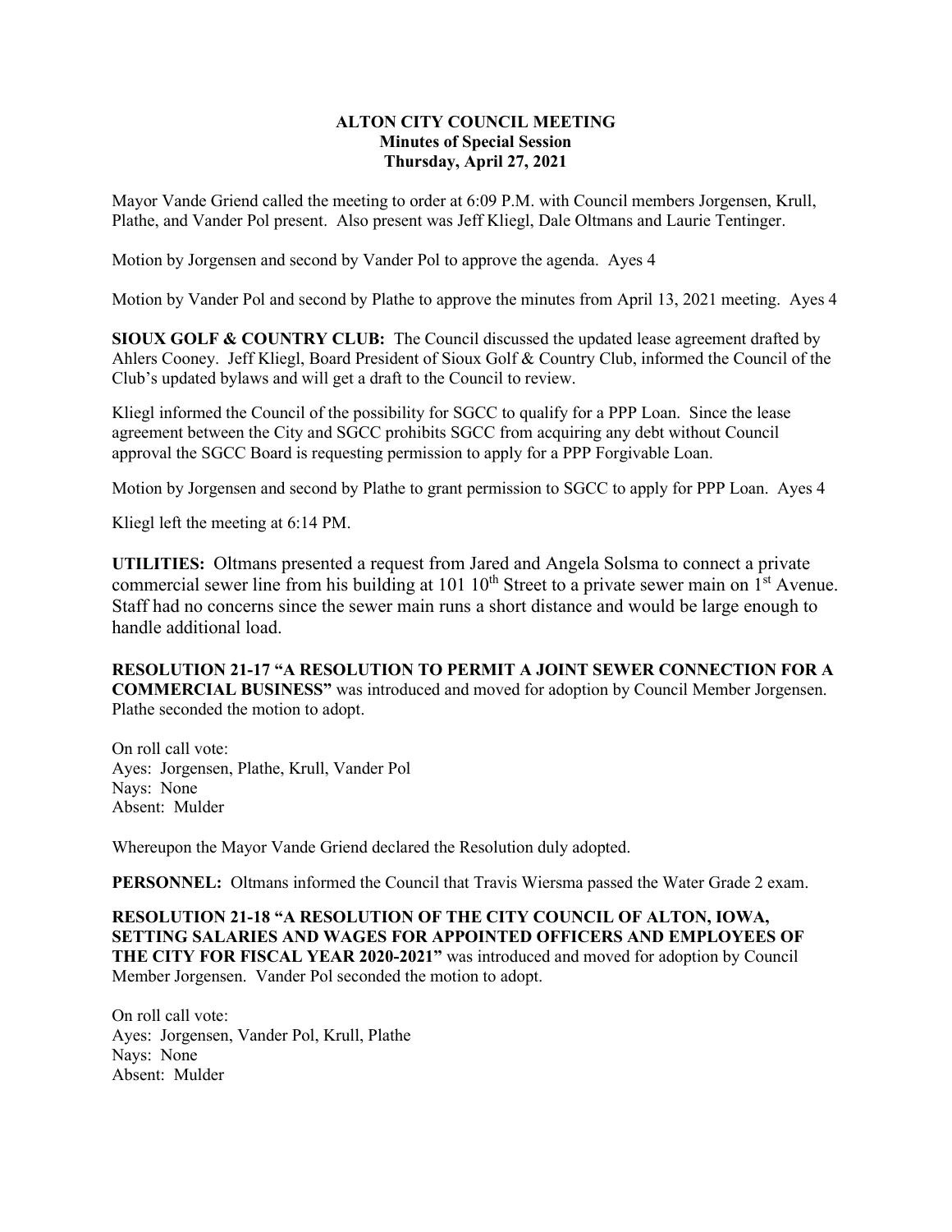**ALTON CITY COUNCIL MEETING**
**Minutes of Special Session**
**Thursday, April 27, 2021**

Mayor Vande Griend called the meeting to order at 6:09 P.M. with Council members Jorgensen, Krull, Plathe, and Vander Pol present. Also present was Jeff Kliegl, Dale Oltmans and Laurie Tentinger.

Motion by Jorgensen and second by Vander Pol to approve the agenda. Ayes 4

Motion by Vander Pol and second by Plathe to approve the minutes from April 13, 2021 meeting. Ayes 4

**SIOUX GOLF & COUNTRY CLUB:** The Council discussed the updated lease agreement drafted by Ahlers Cooney. Jeff Kliegl, Board President of Sioux Golf & Country Club, informed the Council of the Club's updated bylaws and will get a draft to the Council to review.

Kliegl informed the Council of the possibility for SGCC to qualify for a PPP Loan. Since the lease agreement between the City and SGCC prohibits SGCC from acquiring any debt without Council approval the SGCC Board is requesting permission to apply for a PPP Forgivable Loan.

Motion by Jorgensen and second by Plathe to grant permission to SGCC to apply for PPP Loan. Ayes 4

Kliegl left the meeting at 6:14 PM.

**UTILITIES:** Oltmans presented a request from Jared and Angela Solsma to connect a private commercial sewer line from his building at 101 10th Street to a private sewer main on 1st Avenue. Staff had no concerns since the sewer main runs a short distance and would be large enough to handle additional load.

**RESOLUTION 21-17 "A RESOLUTION TO PERMIT A JOINT SEWER CONNECTION FOR A COMMERCIAL BUSINESS"** was introduced and moved for adoption by Council Member Jorgensen. Plathe seconded the motion to adopt.

On roll call vote:
Ayes: Jorgensen, Plathe, Krull, Vander Pol
Nays: None
Absent: Mulder

Whereupon the Mayor Vande Griend declared the Resolution duly adopted.

**PERSONNEL:** Oltmans informed the Council that Travis Wiersma passed the Water Grade 2 exam.

**RESOLUTION 21-18 "A RESOLUTION OF THE CITY COUNCIL OF ALTON, IOWA, SETTING SALARIES AND WAGES FOR APPOINTED OFFICERS AND EMPLOYEES OF THE CITY FOR FISCAL YEAR 2020-2021"** was introduced and moved for adoption by Council Member Jorgensen. Vander Pol seconded the motion to adopt.

On roll call vote:
Ayes: Jorgensen, Vander Pol, Krull, Plathe
Nays: None
Absent: Mulder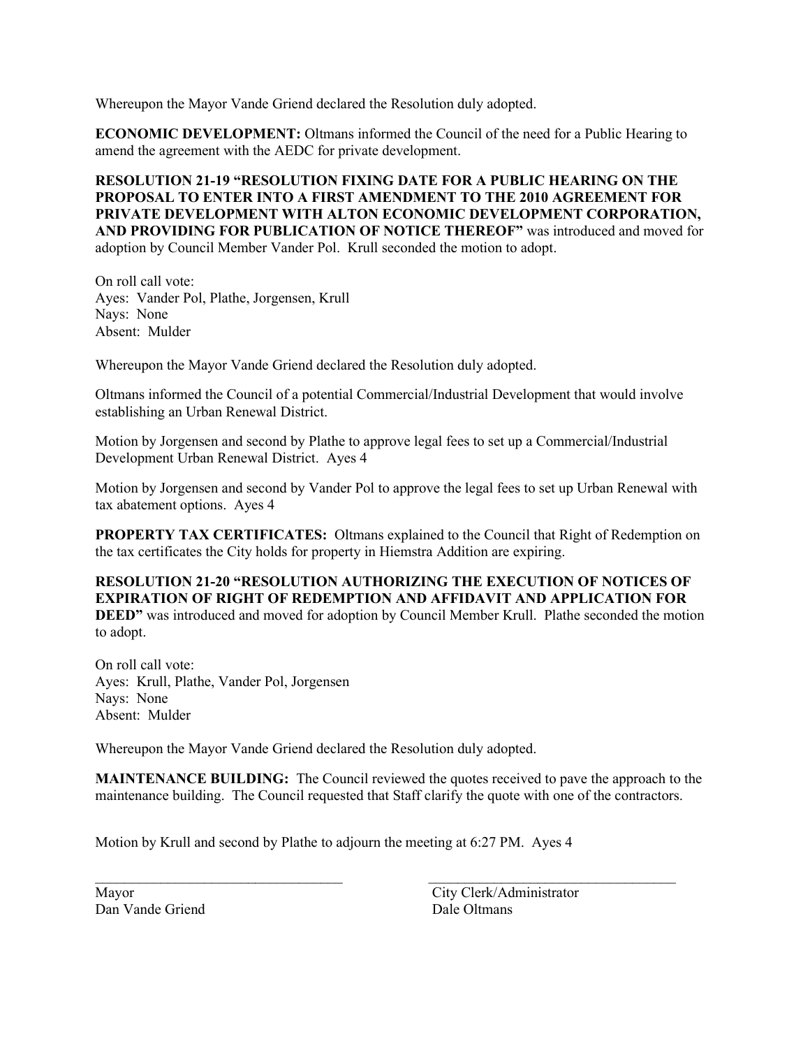Whereupon the Mayor Vande Griend declared the Resolution duly adopted.

**ECONOMIC DEVELOPMENT:** Oltmans informed the Council of the need for a Public Hearing to amend the agreement with the AEDC for private development.

**RESOLUTION 21-19 "RESOLUTION FIXING DATE FOR A PUBLIC HEARING ON THE PROPOSAL TO ENTER INTO A FIRST AMENDMENT TO THE 2010 AGREEMENT FOR PRIVATE DEVELOPMENT WITH ALTON ECONOMIC DEVELOPMENT CORPORATION, AND PROVIDING FOR PUBLICATION OF NOTICE THEREOF"** was introduced and moved for adoption by Council Member Vander Pol. Krull seconded the motion to adopt.

On roll call vote:
Ayes: Vander Pol, Plathe, Jorgensen, Krull
Nays: None
Absent: Mulder

Whereupon the Mayor Vande Griend declared the Resolution duly adopted.

Oltmans informed the Council of a potential Commercial/Industrial Development that would involve establishing an Urban Renewal District.

Motion by Jorgensen and second by Plathe to approve legal fees to set up a Commercial/Industrial Development Urban Renewal District. Ayes 4

Motion by Jorgensen and second by Vander Pol to approve the legal fees to set up Urban Renewal with tax abatement options. Ayes 4

**PROPERTY TAX CERTIFICATES:** Oltmans explained to the Council that Right of Redemption on the tax certificates the City holds for property in Hiemstra Addition are expiring.

**RESOLUTION 21-20 "RESOLUTION AUTHORIZING THE EXECUTION OF NOTICES OF EXPIRATION OF RIGHT OF REDEMPTION AND AFFIDAVIT AND APPLICATION FOR DEED"** was introduced and moved for adoption by Council Member Krull. Plathe seconded the motion to adopt.

On roll call vote:
Ayes: Krull, Plathe, Vander Pol, Jorgensen
Nays: None
Absent: Mulder

Whereupon the Mayor Vande Griend declared the Resolution duly adopted.

**MAINTENANCE BUILDING:** The Council reviewed the quotes received to pave the approach to the maintenance building. The Council requested that Staff clarify the quote with one of the contractors.

Motion by Krull and second by Plathe to adjourn the meeting at 6:27 PM. Ayes 4

___________________________________ ___________________________________

Mayor
Dan Vande Griend

City Clerk/Administrator
Dale Oltmans